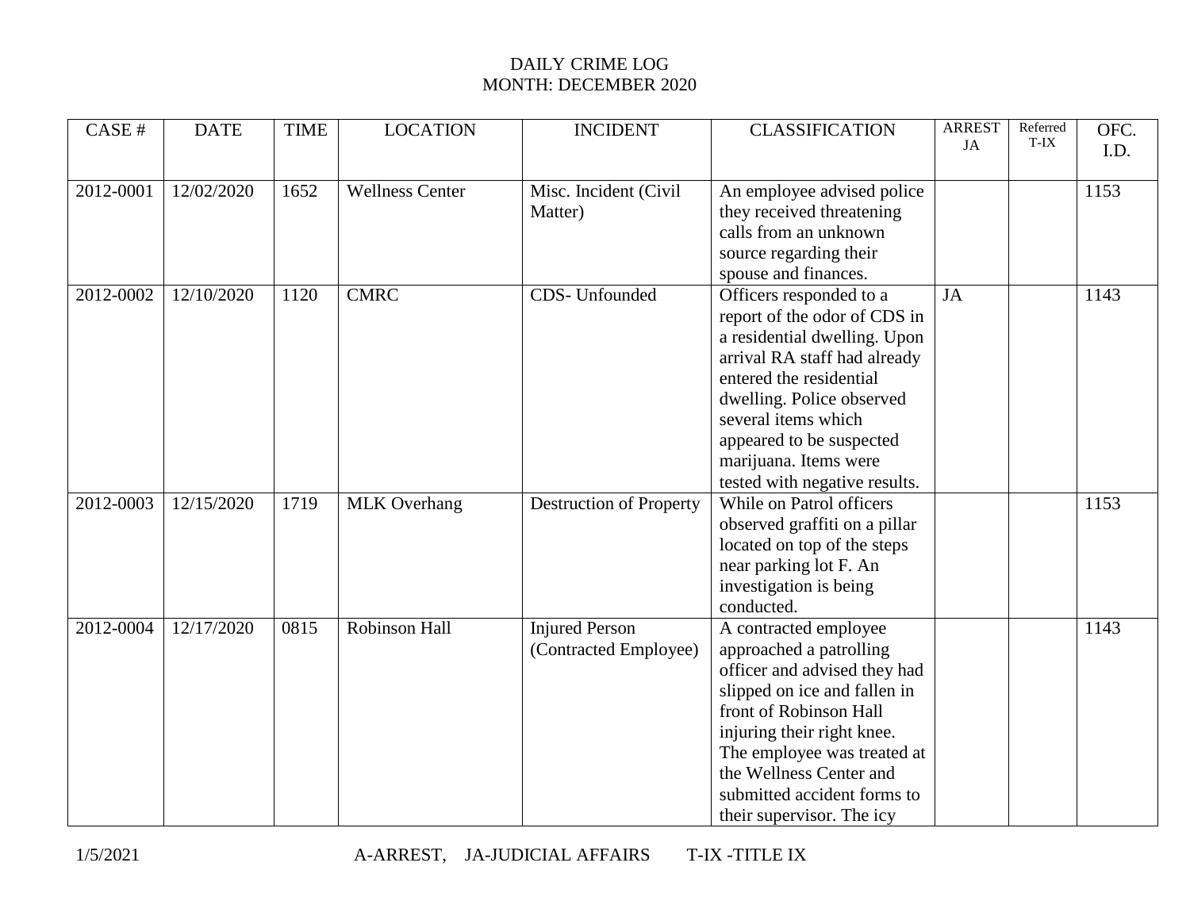DAILY CRIME LOG
MONTH: DECEMBER 2020

| CASE # | DATE | TIME | LOCATION | INCIDENT | CLASSIFICATION | ARREST JA | Referred T-IX | OFC. I.D. |
|---|---|---|---|---|---|---|---|---|
| 2012-0001 | 12/02/2020 | 1652 | Wellness Center | Misc. Incident (Civil Matter) | An employee advised police they received threatening calls from an unknown source regarding their spouse and finances. | | | 1153 |
| 2012-0002 | 12/10/2020 | 1120 | CMRC | CDS- Unfounded | Officers responded to a report of the odor of CDS in a residential dwelling. Upon arrival RA staff had already entered the residential dwelling. Police observed several items which appeared to be suspected marijuana. Items were tested with negative results. | JA | | 1143 |
| 2012-0003 | 12/15/2020 | 1719 | MLK Overhang | Destruction of Property | While on Patrol officers observed graffiti on a pillar located on top of the steps near parking lot F. An investigation is being conducted. | | | 1153 |
| 2012-0004 | 12/17/2020 | 0815 | Robinson Hall | Injured Person (Contracted Employee) | A contracted employee approached a patrolling officer and advised they had slipped on ice and fallen in front of Robinson Hall injuring their right knee. The employee was treated at the Wellness Center and submitted accident forms to their supervisor. The icy | | | 1143 |

1/5/2021 A-ARREST, JA-JUDICIAL AFFAIRS T-IX -TITLE IX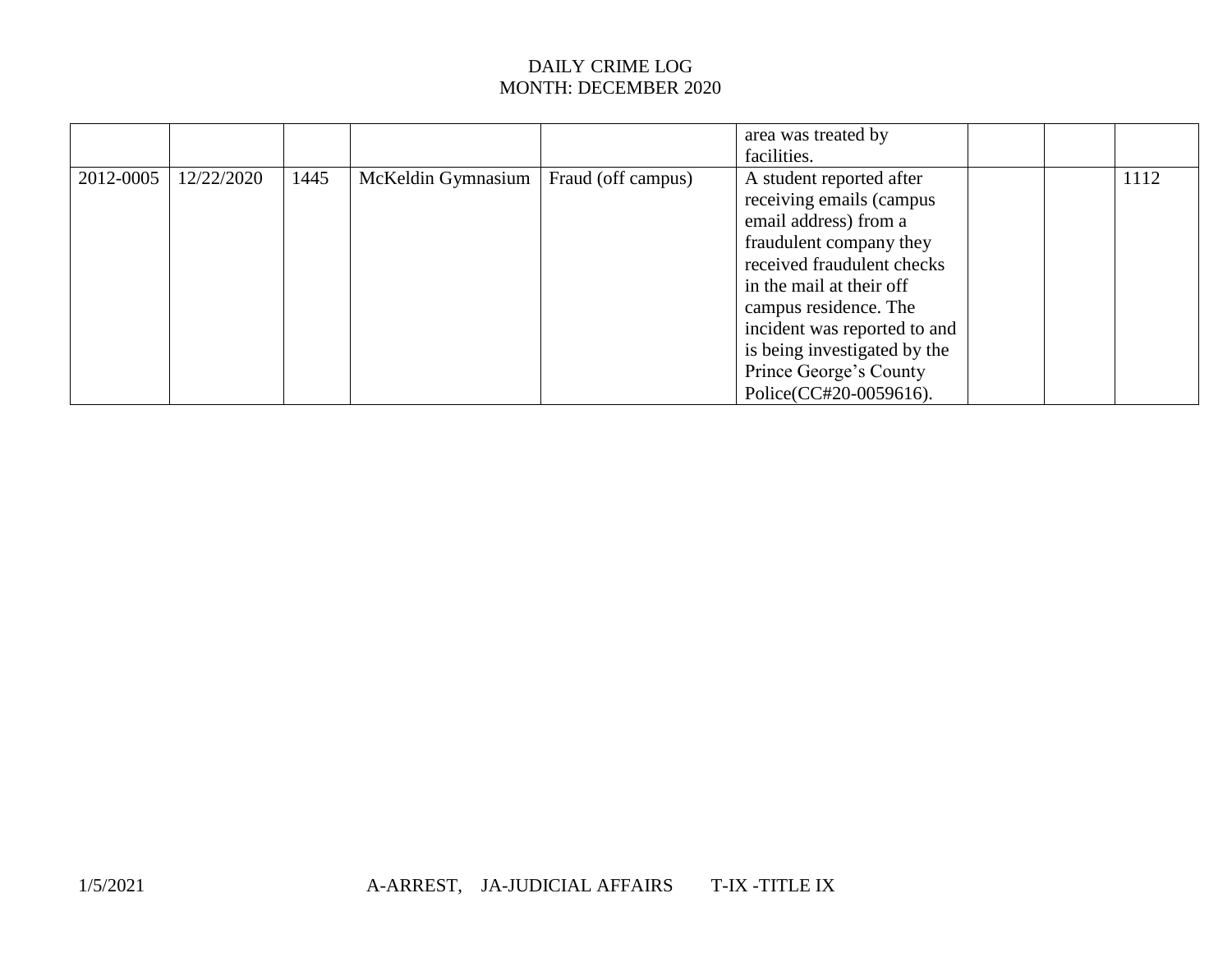DAILY CRIME LOG
MONTH: DECEMBER 2020

| | | | | | | | | |
|---|---|---|---|---|---|---|---|---|
| | | | | | area was treated by facilities. | | | |
| 2012-0005 | 12/22/2020 | 1445 | McKeldin Gymnasium | Fraud (off campus) | A student reported after receiving emails (campus email address) from a fraudulent company they received fraudulent checks in the mail at their off campus residence. The incident was reported to and is being investigated by the Prince George's County Police(CC#20-0059616). | | | 1112 |

1/5/2021 A-ARREST, JA-JUDICIAL AFFAIRS T-IX -TITLE IX